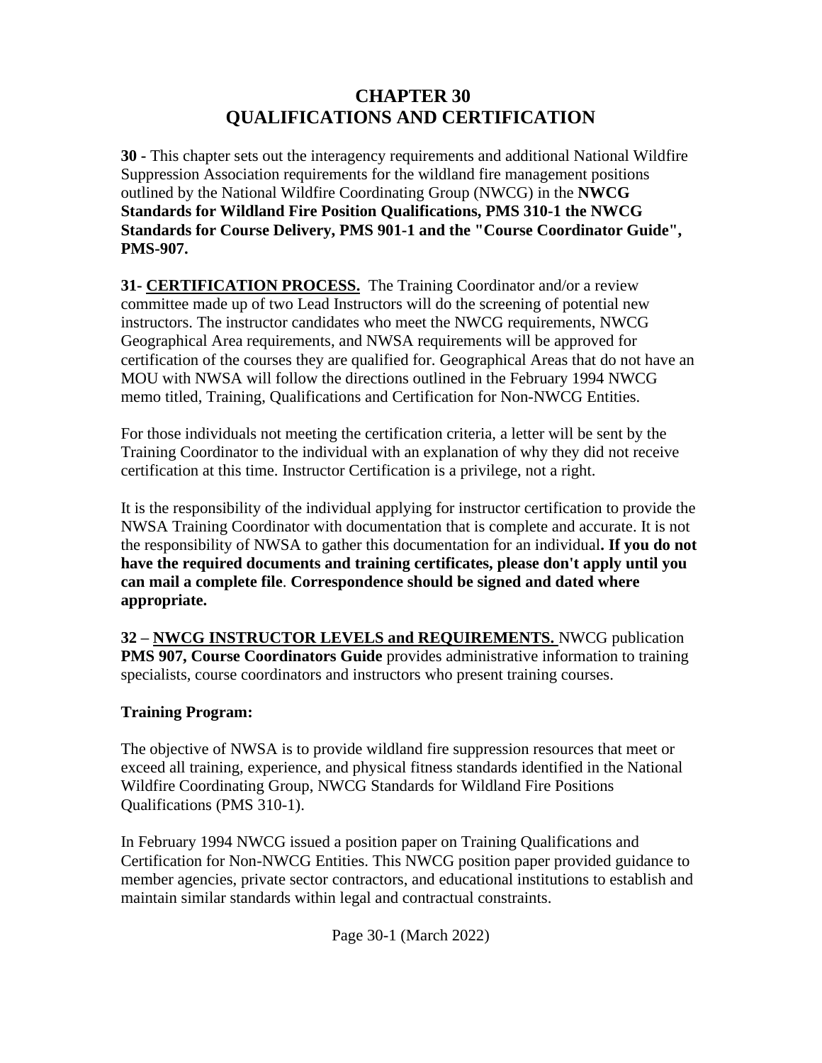# CHAPTER 30
# QUALIFICATIONS AND CERTIFICATION

**30 -** This chapter sets out the interagency requirements and additional National Wildfire Suppression Association requirements for the wildland fire management positions outlined by the National Wildfire Coordinating Group (NWCG) in the **NWCG Standards for Wildland Fire Position Qualifications, PMS 310-1 the NWCG Standards for Course Delivery, PMS 901-1 and the "Course Coordinator Guide", PMS-907.**

**31- CERTIFICATION PROCESS.** The Training Coordinator and/or a review committee made up of two Lead Instructors will do the screening of potential new instructors. The instructor candidates who meet the NWCG requirements, NWCG Geographical Area requirements, and NWSA requirements will be approved for certification of the courses they are qualified for. Geographical Areas that do not have an MOU with NWSA will follow the directions outlined in the February 1994 NWCG memo titled, Training, Qualifications and Certification for Non-NWCG Entities.

For those individuals not meeting the certification criteria, a letter will be sent by the Training Coordinator to the individual with an explanation of why they did not receive certification at this time. Instructor Certification is a privilege, not a right.

It is the responsibility of the individual applying for instructor certification to provide the NWSA Training Coordinator with documentation that is complete and accurate. It is not the responsibility of NWSA to gather this documentation for an individual**. If you do not have the required documents and training certificates, please don't apply until you can mail a complete file**. **Correspondence should be signed and dated where appropriate.**

**32 – NWCG INSTRUCTOR LEVELS and REQUIREMENTS.** NWCG publication **PMS 907, Course Coordinators Guide** provides administrative information to training specialists, course coordinators and instructors who present training courses.

**Training Program:**

The objective of NWSA is to provide wildland fire suppression resources that meet or exceed all training, experience, and physical fitness standards identified in the National Wildfire Coordinating Group, NWCG Standards for Wildland Fire Positions Qualifications (PMS 310-1).

In February 1994 NWCG issued a position paper on Training Qualifications and Certification for Non-NWCG Entities. This NWCG position paper provided guidance to member agencies, private sector contractors, and educational institutions to establish and maintain similar standards within legal and contractual constraints.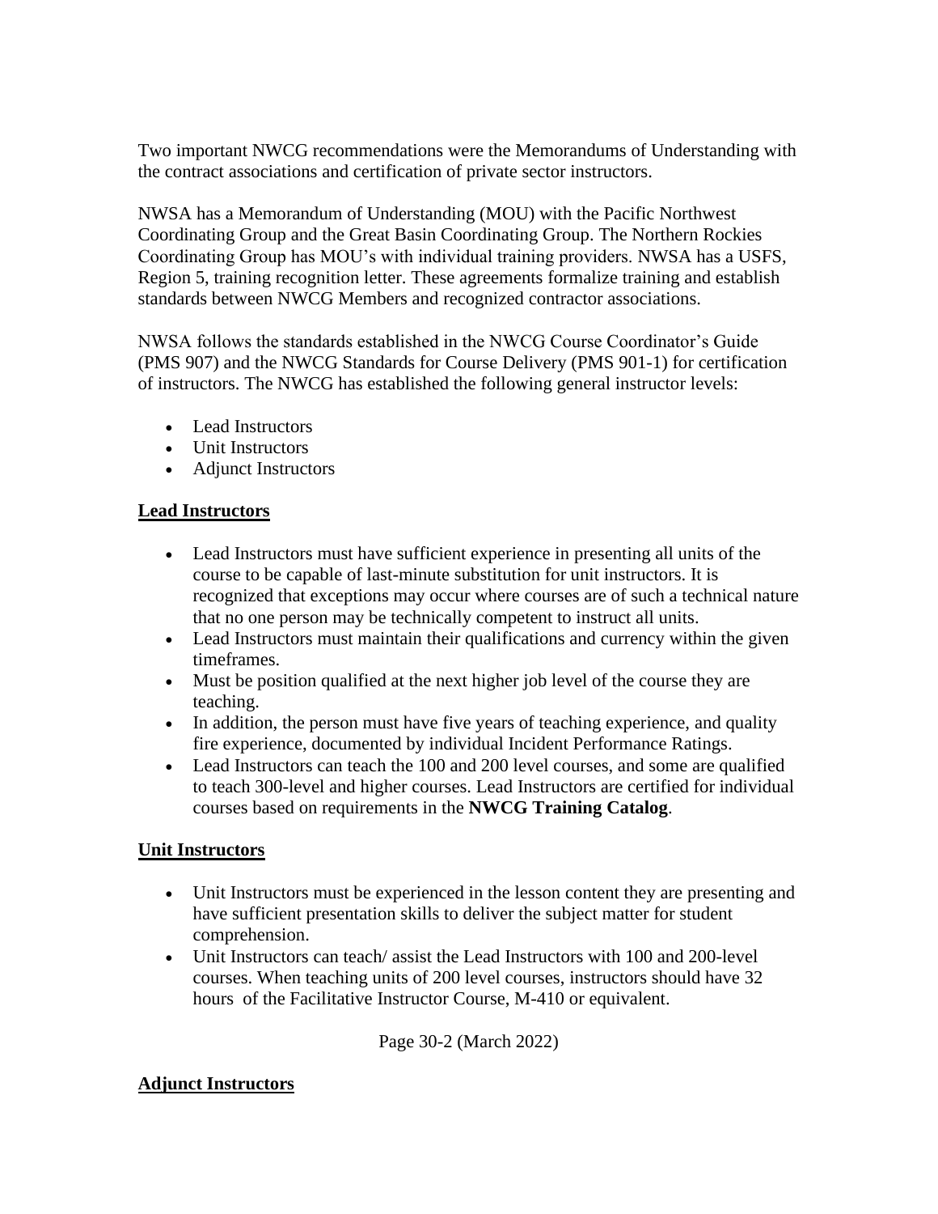Two important NWCG recommendations were the Memorandums of Understanding with the contract associations and certification of private sector instructors.

NWSA has a Memorandum of Understanding (MOU) with the Pacific Northwest Coordinating Group and the Great Basin Coordinating Group. The Northern Rockies Coordinating Group has MOU's with individual training providers. NWSA has a USFS, Region 5, training recognition letter. These agreements formalize training and establish standards between NWCG Members and recognized contractor associations.

NWSA follows the standards established in the NWCG Course Coordinator's Guide (PMS 907) and the NWCG Standards for Course Delivery (PMS 901-1) for certification of instructors. The NWCG has established the following general instructor levels:

- Lead Instructors
- Unit Instructors
- Adjunct Instructors

## Lead Instructors

- Lead Instructors must have sufficient experience in presenting all units of the course to be capable of last-minute substitution for unit instructors. It is recognized that exceptions may occur where courses are of such a technical nature that no one person may be technically competent to instruct all units.
- Lead Instructors must maintain their qualifications and currency within the given timeframes.
- Must be position qualified at the next higher job level of the course they are teaching.
- In addition, the person must have five years of teaching experience, and quality fire experience, documented by individual Incident Performance Ratings.
- Lead Instructors can teach the 100 and 200 level courses, and some are qualified to teach 300-level and higher courses. Lead Instructors are certified for individual courses based on requirements in the **NWCG Training Catalog**.

## Unit Instructors

- Unit Instructors must be experienced in the lesson content they are presenting and have sufficient presentation skills to deliver the subject matter for student comprehension.
- Unit Instructors can teach/ assist the Lead Instructors with 100 and 200-level courses. When teaching units of 200 level courses, instructors should have 32 hours of the Facilitative Instructor Course, M-410 or equivalent.

## Adjunct Instructors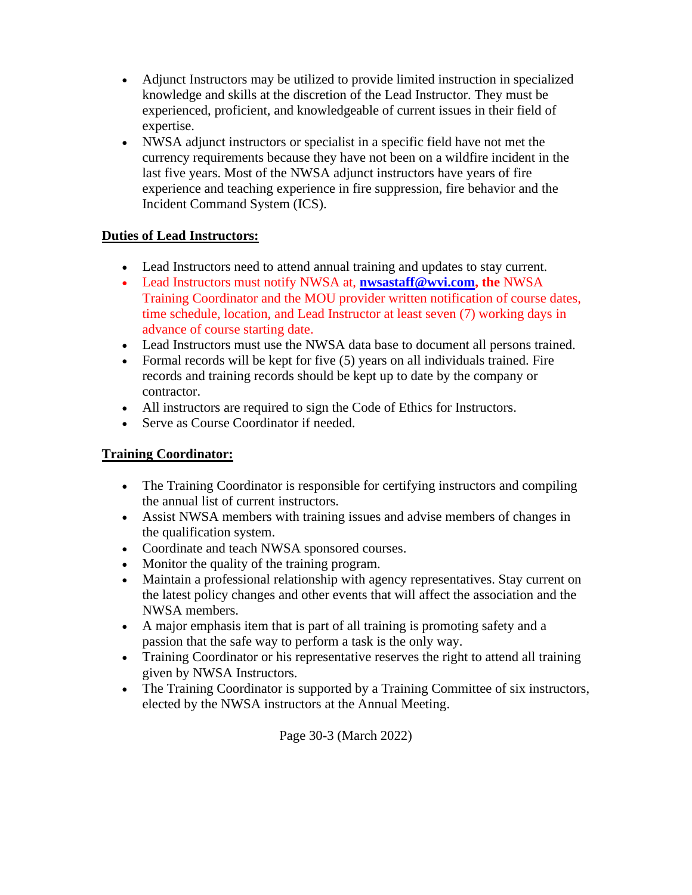- Adjunct Instructors may be utilized to provide limited instruction in specialized knowledge and skills at the discretion of the Lead Instructor. They must be experienced, proficient, and knowledgeable of current issues in their field of expertise.
- NWSA adjunct instructors or specialist in a specific field have not met the currency requirements because they have not been on a wildfire incident in the last five years. Most of the NWSA adjunct instructors have years of fire experience and teaching experience in fire suppression, fire behavior and the Incident Command System (ICS).

**Duties of Lead Instructors:**

- Lead Instructors need to attend annual training and updates to stay current.
- Lead Instructors must notify NWSA at, **nwsastaff@wvi.com, the** NWSA Training Coordinator and the MOU provider written notification of course dates, time schedule, location, and Lead Instructor at least seven (7) working days in advance of course starting date.
- Lead Instructors must use the NWSA data base to document all persons trained.
- Formal records will be kept for five (5) years on all individuals trained. Fire records and training records should be kept up to date by the company or contractor.
- All instructors are required to sign the Code of Ethics for Instructors.
- Serve as Course Coordinator if needed.

**Training Coordinator:**

- The Training Coordinator is responsible for certifying instructors and compiling the annual list of current instructors.
- Assist NWSA members with training issues and advise members of changes in the qualification system.
- Coordinate and teach NWSA sponsored courses.
- Monitor the quality of the training program.
- Maintain a professional relationship with agency representatives. Stay current on the latest policy changes and other events that will affect the association and the NWSA members.
- A major emphasis item that is part of all training is promoting safety and a passion that the safe way to perform a task is the only way.
- Training Coordinator or his representative reserves the right to attend all training given by NWSA Instructors.
- The Training Coordinator is supported by a Training Committee of six instructors, elected by the NWSA instructors at the Annual Meeting.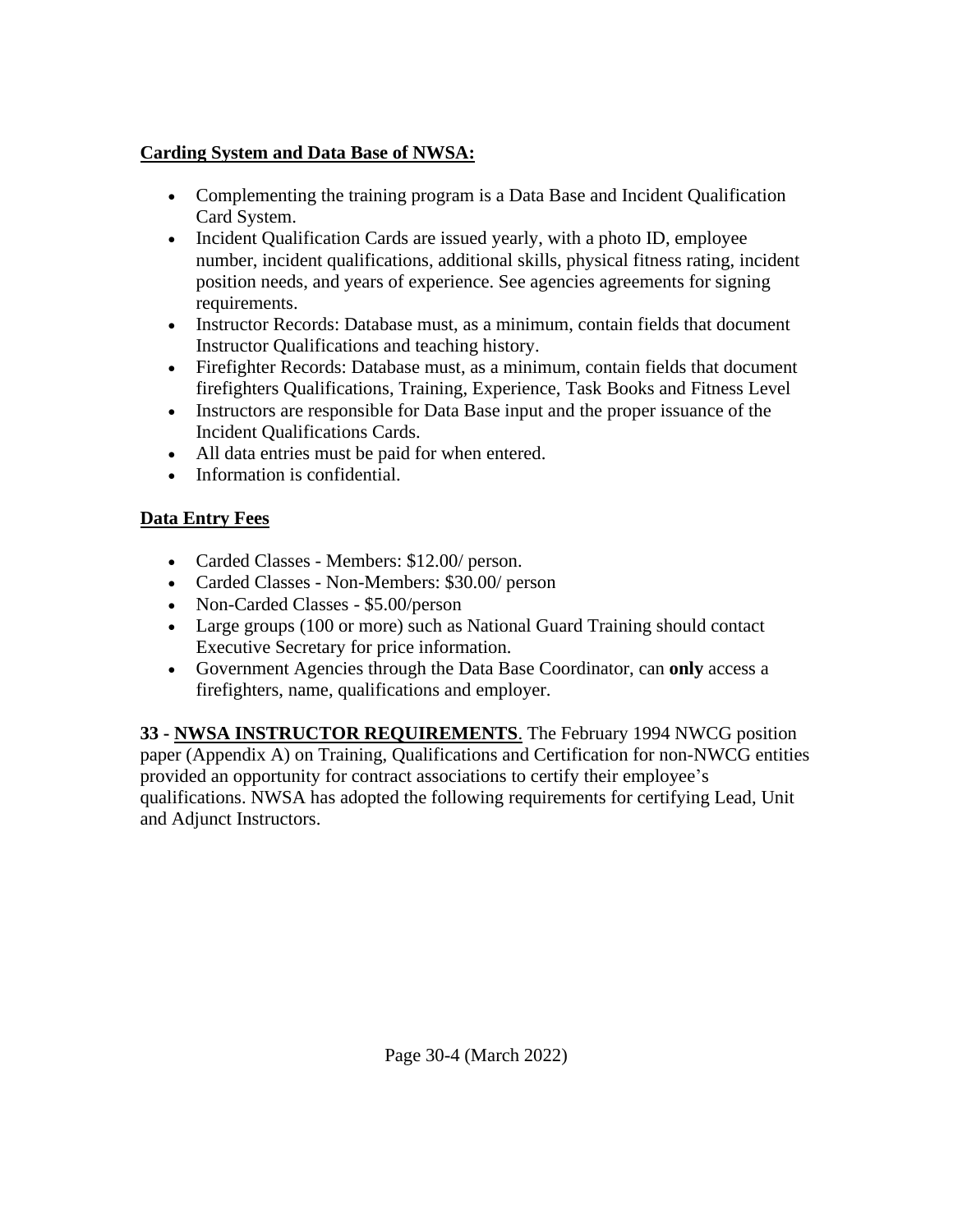**Carding System and Data Base of NWSA:**

- Complementing the training program is a Data Base and Incident Qualification Card System.
- Incident Qualification Cards are issued yearly, with a photo ID, employee number, incident qualifications, additional skills, physical fitness rating, incident position needs, and years of experience. See agencies agreements for signing requirements.
- Instructor Records: Database must, as a minimum, contain fields that document Instructor Qualifications and teaching history.
- Firefighter Records: Database must, as a minimum, contain fields that document firefighters Qualifications, Training, Experience, Task Books and Fitness Level
- Instructors are responsible for Data Base input and the proper issuance of the Incident Qualifications Cards.
- All data entries must be paid for when entered.
- Information is confidential.

**Data Entry Fees**

- Carded Classes - Members: $12.00/ person.
- Carded Classes - Non-Members: $30.00/ person
- Non-Carded Classes - $5.00/person
- Large groups (100 or more) such as National Guard Training should contact Executive Secretary for price information.
- Government Agencies through the Data Base Coordinator, can **only** access a firefighters, name, qualifications and employer.

**33 - NWSA INSTRUCTOR REQUIREMENTS**. The February 1994 NWCG position paper (Appendix A) on Training, Qualifications and Certification for non-NWCG entities provided an opportunity for contract associations to certify their employee's qualifications. NWSA has adopted the following requirements for certifying Lead, Unit and Adjunct Instructors.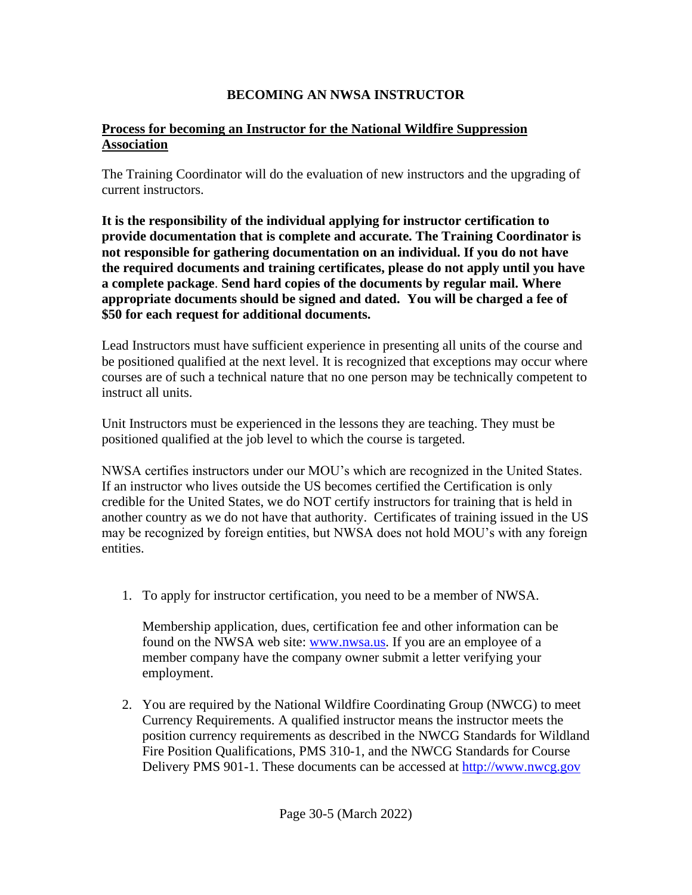# BECOMING AN NWSA INSTRUCTOR

## Process for becoming an Instructor for the National Wildfire Suppression Association

The Training Coordinator will do the evaluation of new instructors and the upgrading of current instructors.

**It is the responsibility of the individual applying for instructor certification to provide documentation that is complete and accurate. The Training Coordinator is not responsible for gathering documentation on an individual. If you do not have the required documents and training certificates, please do not apply until you have a complete package**. **Send hard copies of the documents by regular mail. Where appropriate documents should be signed and dated. You will be charged a fee of $50 for each request for additional documents.**

Lead Instructors must have sufficient experience in presenting all units of the course and be positioned qualified at the next level. It is recognized that exceptions may occur where courses are of such a technical nature that no one person may be technically competent to instruct all units.

Unit Instructors must be experienced in the lessons they are teaching. They must be positioned qualified at the job level to which the course is targeted.

NWSA certifies instructors under our MOU's which are recognized in the United States. If an instructor who lives outside the US becomes certified the Certification is only credible for the United States, we do NOT certify instructors for training that is held in another country as we do not have that authority. Certificates of training issued in the US may be recognized by foreign entities, but NWSA does not hold MOU's with any foreign entities.

1. To apply for instructor certification, you need to be a member of NWSA.

   Membership application, dues, certification fee and other information can be found on the NWSA web site: [www.nwsa.us](http://www.nwsa.us). If you are an employee of a member company have the company owner submit a letter verifying your employment.

2. You are required by the National Wildfire Coordinating Group (NWCG) to meet Currency Requirements. A qualified instructor means the instructor meets the position currency requirements as described in the NWCG Standards for Wildland Fire Position Qualifications, PMS 310-1, and the NWCG Standards for Course Delivery PMS 901-1. These documents can be accessed at [http://www.nwcg.gov](http://www.nwcg.gov)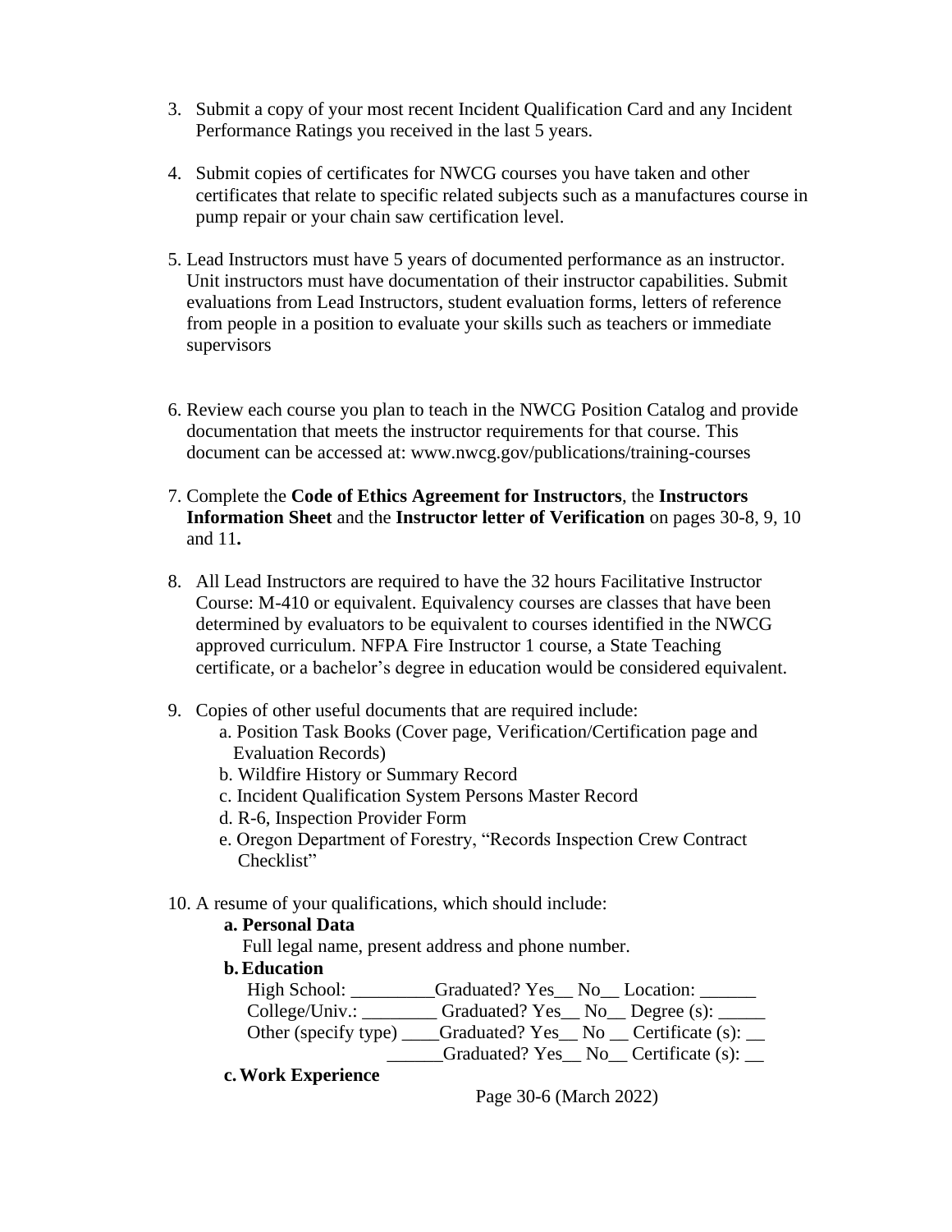3. Submit a copy of your most recent Incident Qualification Card and any Incident Performance Ratings you received in the last 5 years.

4. Submit copies of certificates for NWCG courses you have taken and other certificates that relate to specific related subjects such as a manufactures course in pump repair or your chain saw certification level.

5. Lead Instructors must have 5 years of documented performance as an instructor. Unit instructors must have documentation of their instructor capabilities. Submit evaluations from Lead Instructors, student evaluation forms, letters of reference from people in a position to evaluate your skills such as teachers or immediate supervisors

6. Review each course you plan to teach in the NWCG Position Catalog and provide documentation that meets the instructor requirements for that course. This document can be accessed at: www.nwcg.gov/publications/training-courses

7. Complete the **Code of Ethics Agreement for Instructors**, the **Instructors Information Sheet** and the **Instructor letter of Verification** on pages 30-8, 9, 10 and 11**.**

8. All Lead Instructors are required to have the 32 hours Facilitative Instructor Course: M-410 or equivalent. Equivalency courses are classes that have been determined by evaluators to be equivalent to courses identified in the NWCG approved curriculum. NFPA Fire Instructor 1 course, a State Teaching certificate, or a bachelor's degree in education would be considered equivalent.

9. Copies of other useful documents that are required include:
   a. Position Task Books (Cover page, Verification/Certification page and Evaluation Records)
   b. Wildfire History or Summary Record
   c. Incident Qualification System Persons Master Record
   d. R-6, Inspection Provider Form
   e. Oregon Department of Forestry, "Records Inspection Crew Contract Checklist"

10. A resume of your qualifications, which should include:
    **a. Personal Data**
    Full legal name, present address and phone number.
    **b. Education**
    High School: _________Graduated? Yes__ No__ Location: ______
    College/Univ.: ________ Graduated? Yes__ No__ Degree (s): _____
    Other (specify type) ____Graduated? Yes__ No __ Certificate (s): __
    ______Graduated? Yes__ No__ Certificate (s): __
    **c. Work Experience**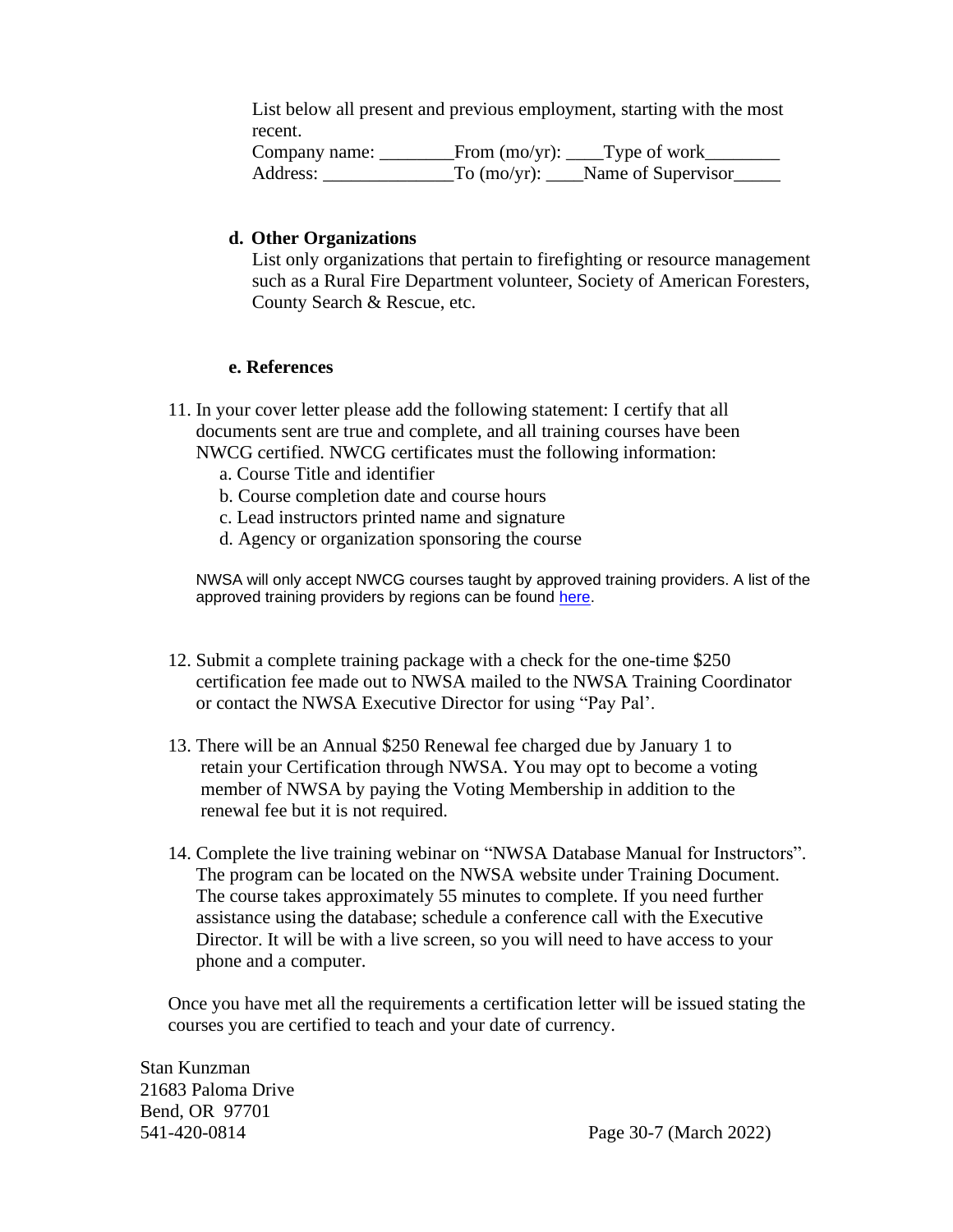List below all present and previous employment, starting with the most recent.

Company name: ________From (mo/yr): ____Type of work________
Address: ______________To (mo/yr): ____Name of Supervisor_____

**d. Other Organizations**

List only organizations that pertain to firefighting or resource management such as a Rural Fire Department volunteer, Society of American Foresters, County Search & Rescue, etc.

**e. References**

11. In your cover letter please add the following statement: I certify that all documents sent are true and complete, and all training courses have been NWCG certified. NWCG certificates must the following information:
    a. Course Title and identifier
    b. Course completion date and course hours
    c. Lead instructors printed name and signature
    d. Agency or organization sponsoring the course

    NWSA will only accept NWCG courses taught by approved training providers. A list of the approved training providers by regions can be found here.

12. Submit a complete training package with a check for the one-time $250 certification fee made out to NWSA mailed to the NWSA Training Coordinator or contact the NWSA Executive Director for using "Pay Pal'.

13. There will be an Annual $250 Renewal fee charged due by January 1 to retain your Certification through NWSA. You may opt to become a voting member of NWSA by paying the Voting Membership in addition to the renewal fee but it is not required.

14. Complete the live training webinar on "NWSA Database Manual for Instructors". The program can be located on the NWSA website under Training Document. The course takes approximately 55 minutes to complete. If you need further assistance using the database; schedule a conference call with the Executive Director. It will be with a live screen, so you will need to have access to your phone and a computer.

Once you have met all the requirements a certification letter will be issued stating the courses you are certified to teach and your date of currency.

Stan Kunzman
21683 Paloma Drive
Bend, OR 97701
541-420-0814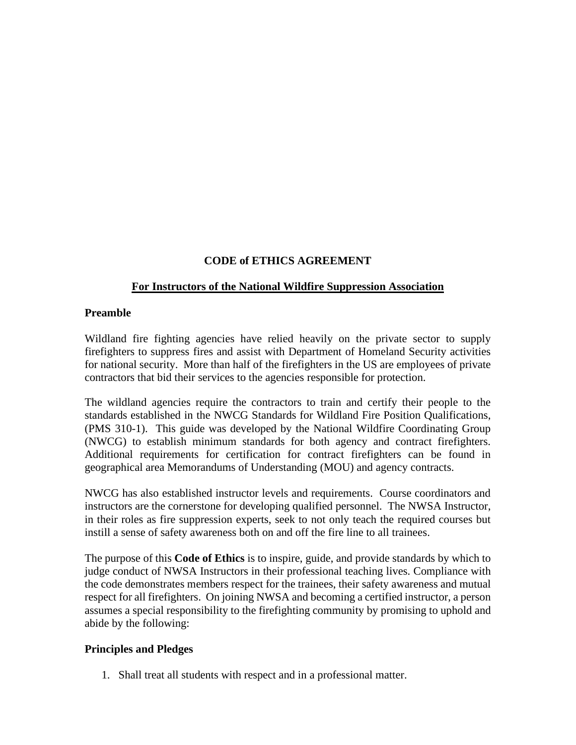# CODE of ETHICS AGREEMENT

## For Instructors of the National Wildfire Suppression Association

### Preamble

Wildland fire fighting agencies have relied heavily on the private sector to supply firefighters to suppress fires and assist with Department of Homeland Security activities for national security. More than half of the firefighters in the US are employees of private contractors that bid their services to the agencies responsible for protection.

The wildland agencies require the contractors to train and certify their people to the standards established in the NWCG Standards for Wildland Fire Position Qualifications, (PMS 310-1). This guide was developed by the National Wildfire Coordinating Group (NWCG) to establish minimum standards for both agency and contract firefighters. Additional requirements for certification for contract firefighters can be found in geographical area Memorandums of Understanding (MOU) and agency contracts.

NWCG has also established instructor levels and requirements. Course coordinators and instructors are the cornerstone for developing qualified personnel. The NWSA Instructor, in their roles as fire suppression experts, seek to not only teach the required courses but instill a sense of safety awareness both on and off the fire line to all trainees.

The purpose of this **Code of Ethics** is to inspire, guide, and provide standards by which to judge conduct of NWSA Instructors in their professional teaching lives. Compliance with the code demonstrates members respect for the trainees, their safety awareness and mutual respect for all firefighters. On joining NWSA and becoming a certified instructor, a person assumes a special responsibility to the firefighting community by promising to uphold and abide by the following:

### Principles and Pledges

1. Shall treat all students with respect and in a professional matter.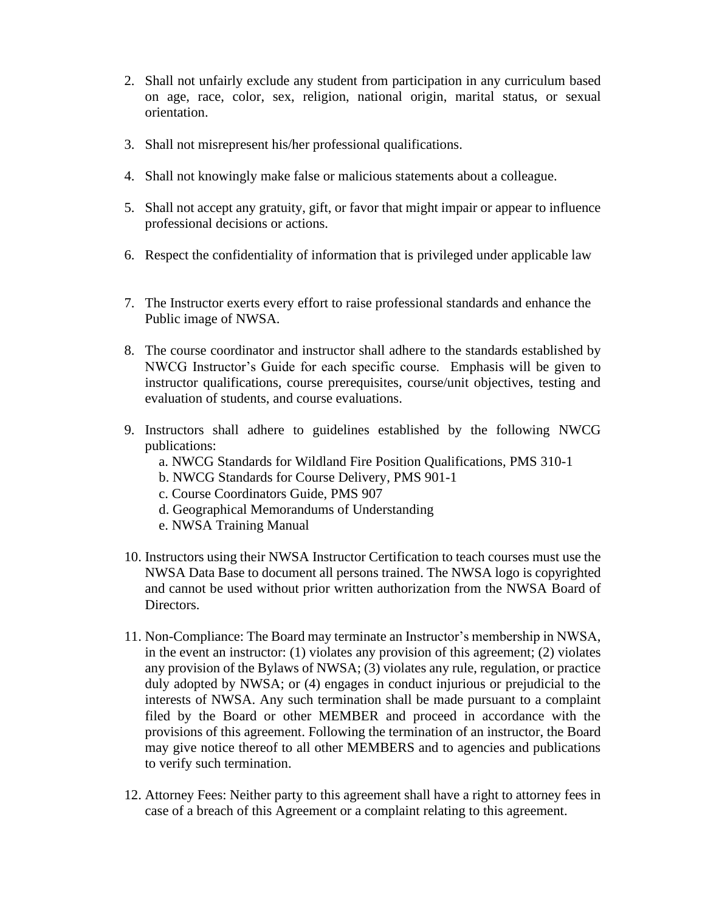2. Shall not unfairly exclude any student from participation in any curriculum based on age, race, color, sex, religion, national origin, marital status, or sexual orientation.

3. Shall not misrepresent his/her professional qualifications.

4. Shall not knowingly make false or malicious statements about a colleague.

5. Shall not accept any gratuity, gift, or favor that might impair or appear to influence professional decisions or actions.

6. Respect the confidentiality of information that is privileged under applicable law

7. The Instructor exerts every effort to raise professional standards and enhance the Public image of NWSA.

8. The course coordinator and instructor shall adhere to the standards established by NWCG Instructor's Guide for each specific course. Emphasis will be given to instructor qualifications, course prerequisites, course/unit objectives, testing and evaluation of students, and course evaluations.

9. Instructors shall adhere to guidelines established by the following NWCG publications:
   a. NWCG Standards for Wildland Fire Position Qualifications, PMS 310-1
   b. NWCG Standards for Course Delivery, PMS 901-1
   c. Course Coordinators Guide, PMS 907
   d. Geographical Memorandums of Understanding
   e. NWSA Training Manual

10. Instructors using their NWSA Instructor Certification to teach courses must use the NWSA Data Base to document all persons trained. The NWSA logo is copyrighted and cannot be used without prior written authorization from the NWSA Board of Directors.

11. Non-Compliance: The Board may terminate an Instructor's membership in NWSA, in the event an instructor: (1) violates any provision of this agreement; (2) violates any provision of the Bylaws of NWSA; (3) violates any rule, regulation, or practice duly adopted by NWSA; or (4) engages in conduct injurious or prejudicial to the interests of NWSA. Any such termination shall be made pursuant to a complaint filed by the Board or other MEMBER and proceed in accordance with the provisions of this agreement. Following the termination of an instructor, the Board may give notice thereof to all other MEMBERS and to agencies and publications to verify such termination.

12. Attorney Fees: Neither party to this agreement shall have a right to attorney fees in case of a breach of this Agreement or a complaint relating to this agreement.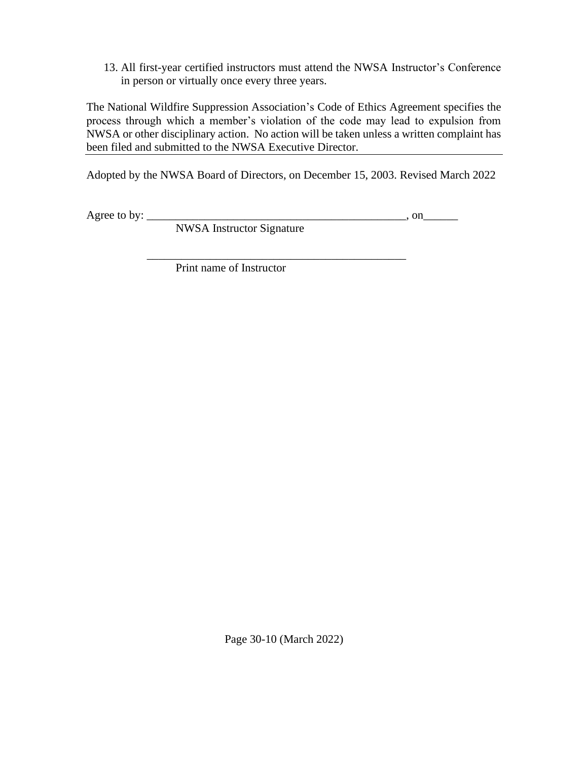13. All first-year certified instructors must attend the NWSA Instructor's Conference in person or virtually once every three years.

The National Wildfire Suppression Association's Code of Ethics Agreement specifies the process through which a member's violation of the code may lead to expulsion from NWSA or other disciplinary action. No action will be taken unless a written complaint has been filed and submitted to the NWSA Executive Director.

---

Adopted by the NWSA Board of Directors, on December 15, 2003. Revised March 2022

Agree to by: _______________________________________________, on______
NWSA Instructor Signature

_______________________________________________
Print name of Instructor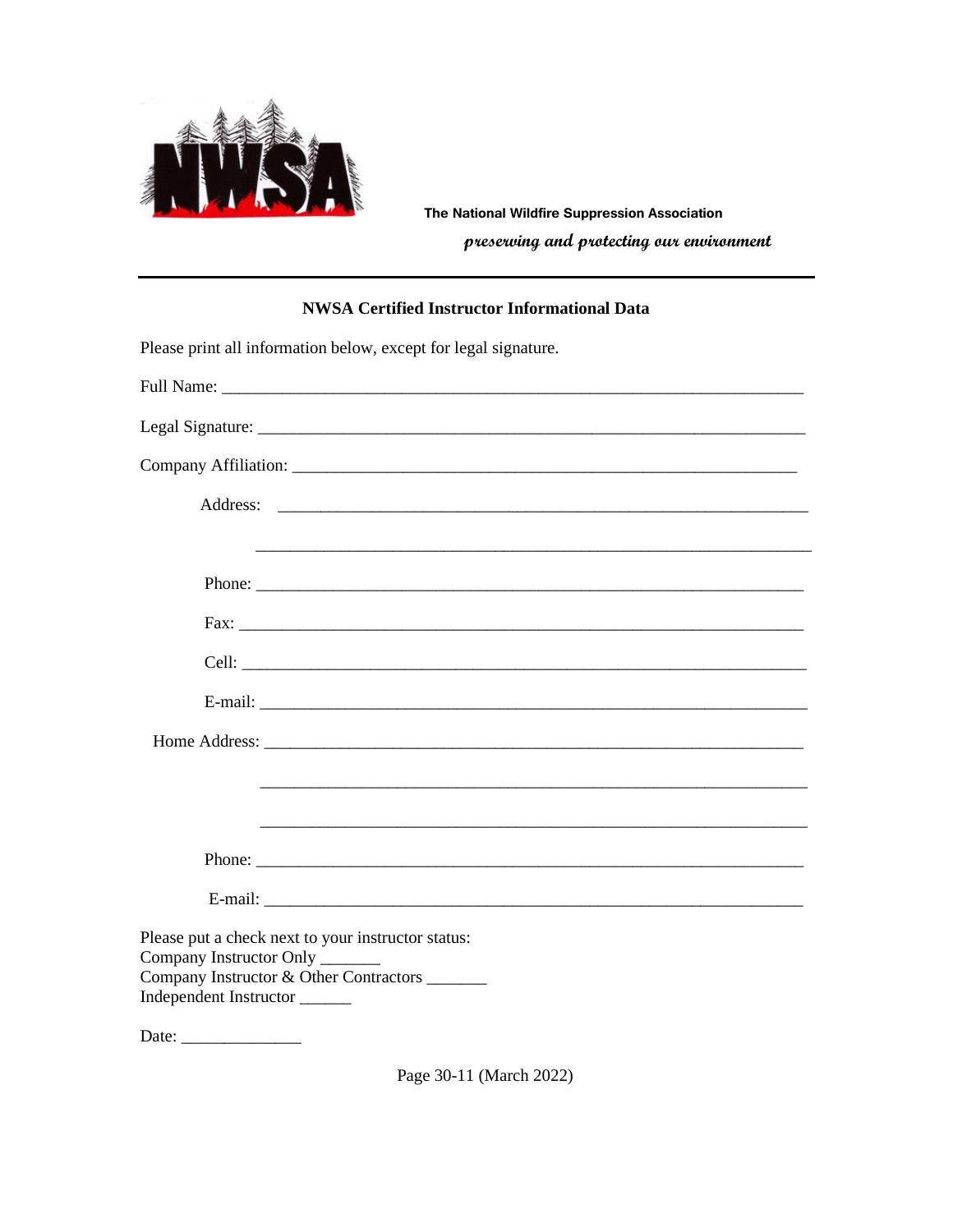The National Wildfire Suppression Association

*preserving and protecting our environment*

---

**NWSA Certified Instructor Informational Data**

Please print all information below, except for legal signature.

Full Name: ______________________________________________________________________

Legal Signature: __________________________________________________________________

Company Affiliation: _______________________________________________________________

Address: ________________________________________________________________

________________________________________________________________

Phone: ________________________________________________________________

Fax: ________________________________________________________________

Cell: ________________________________________________________________

E-mail: ________________________________________________________________

Home Address: ___________________________________________________________

________________________________________________________________

________________________________________________________________

Phone: ________________________________________________________________

E-mail: ________________________________________________________________

Please put a check next to your instructor status:  
Company Instructor Only _______  
Company Instructor & Other Contractors _______  
Independent Instructor ______

Date: ______________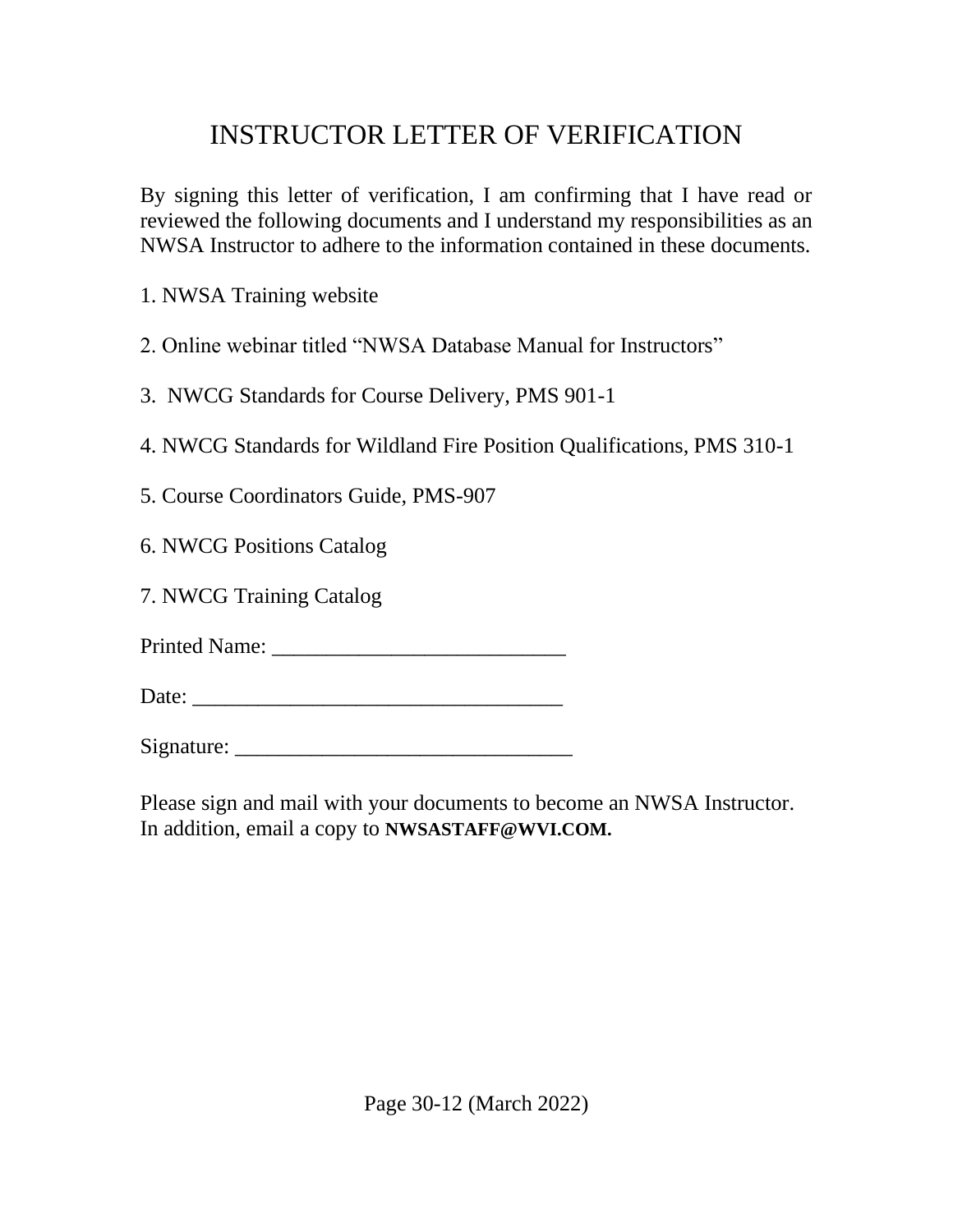# INSTRUCTOR LETTER OF VERIFICATION

By signing this letter of verification, I am confirming that I have read or reviewed the following documents and I understand my responsibilities as an NWSA Instructor to adhere to the information contained in these documents.

1. NWSA Training website

2. Online webinar titled "NWSA Database Manual for Instructors"

3. NWCG Standards for Course Delivery, PMS 901-1

4. NWCG Standards for Wildland Fire Position Qualifications, PMS 310-1

5. Course Coordinators Guide, PMS-907

6. NWCG Positions Catalog

7. NWCG Training Catalog

Printed Name: ___________________________

Date: _________________________________

Signature: ______________________________

Please sign and mail with your documents to become an NWSA Instructor. In addition, email a copy to **NWSASTAFF@WVI.COM.**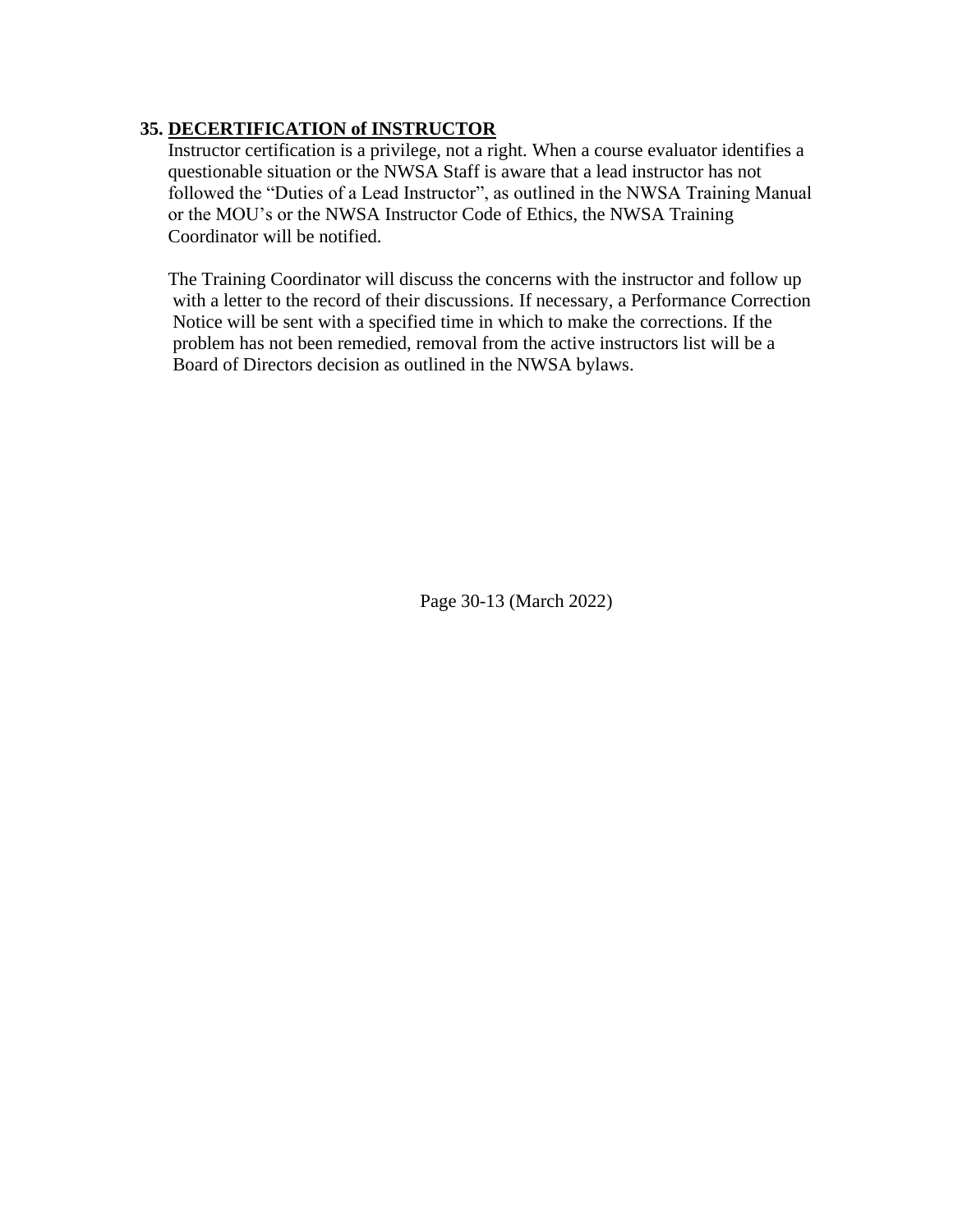## 35. DECERTIFICATION of INSTRUCTOR

Instructor certification is a privilege, not a right. When a course evaluator identifies a questionable situation or the NWSA Staff is aware that a lead instructor has not followed the "Duties of a Lead Instructor", as outlined in the NWSA Training Manual or the MOU's or the NWSA Instructor Code of Ethics, the NWSA Training Coordinator will be notified.

The Training Coordinator will discuss the concerns with the instructor and follow up with a letter to the record of their discussions. If necessary, a Performance Correction Notice will be sent with a specified time in which to make the corrections. If the problem has not been remedied, removal from the active instructors list will be a Board of Directors decision as outlined in the NWSA bylaws.